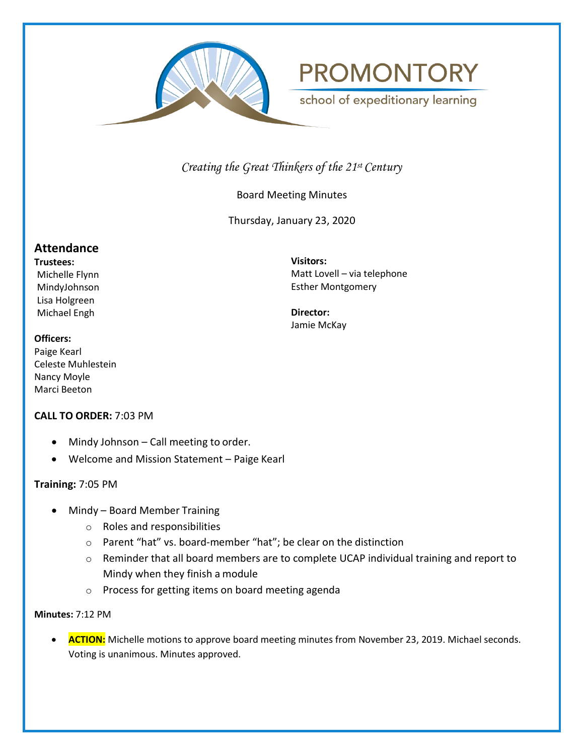# PROMONTORY

school of expeditionary learning

*Creating the Great Thinkers of the 21st Century*

Board Meeting Minutes

Thursday, January 23, 2020

## Attendance

**Trustees:**
Michelle Flynn
MindyJohnson
Lisa Holgreen
Michael Engh

**Officers:**
Paige Kearl
Celeste Muhlestein
Nancy Moyle
Marci Beeton

**Visitors:**
Matt Lovell – via telephone
Esther Montgomery

**Director:**
Jamie McKay

**CALL TO ORDER:** 7:03 PM

- Mindy Johnson – Call meeting to order.
- Welcome and Mission Statement – Paige Kearl

**Training:** 7:05 PM

- Mindy – Board Member Training
  - Roles and responsibilities
  - Parent "hat" vs. board-member "hat"; be clear on the distinction
  - Reminder that all board members are to complete UCAP individual training and report to Mindy when they finish a module
  - Process for getting items on board meeting agenda

**Minutes:** 7:12 PM

- **ACTION:** Michelle motions to approve board meeting minutes from November 23, 2019. Michael seconds. Voting is unanimous. Minutes approved.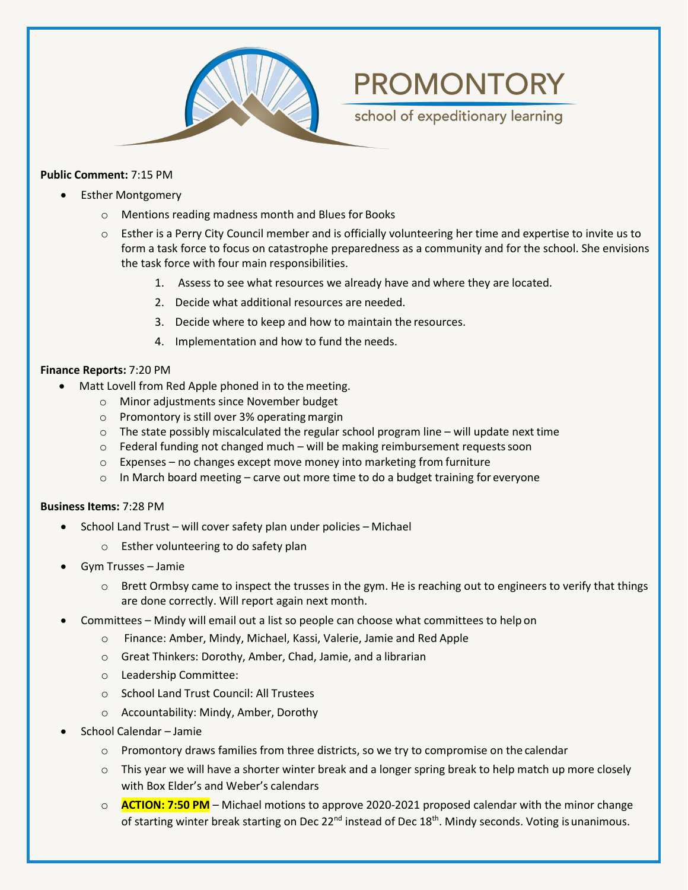**Public Comment:** 7:15 PM

- Esther Montgomery
  - Mentions reading madness month and Blues for Books
  - Esther is a Perry City Council member and is officially volunteering her time and expertise to invite us to form a task force to focus on catastrophe preparedness as a community and for the school. She envisions the task force with four main responsibilities.
    1. Assess to see what resources we already have and where they are located.
    2. Decide what additional resources are needed.
    3. Decide where to keep and how to maintain the resources.
    4. Implementation and how to fund the needs.

**Finance Reports:** 7:20 PM

- Matt Lovell from Red Apple phoned in to the meeting.
  - Minor adjustments since November budget
  - Promontory is still over 3% operating margin
  - The state possibly miscalculated the regular school program line – will update next time
  - Federal funding not changed much – will be making reimbursement requests soon
  - Expenses – no changes except move money into marketing from furniture
  - In March board meeting – carve out more time to do a budget training for everyone

**Business Items:** 7:28 PM

- School Land Trust – will cover safety plan under policies – Michael
  - Esther volunteering to do safety plan
- Gym Trusses – Jamie
  - Brett Ormbsy came to inspect the trusses in the gym. He is reaching out to engineers to verify that things are done correctly. Will report again next month.
- Committees – Mindy will email out a list so people can choose what committees to help on
  - Finance: Amber, Mindy, Michael, Kassi, Valerie, Jamie and Red Apple
  - Great Thinkers: Dorothy, Amber, Chad, Jamie, and a librarian
  - Leadership Committee:
  - School Land Trust Council: All Trustees
  - Accountability: Mindy, Amber, Dorothy
- School Calendar – Jamie
  - Promontory draws families from three districts, so we try to compromise on the calendar
  - This year we will have a shorter winter break and a longer spring break to help match up more closely with Box Elder's and Weber's calendars
  - **ACTION: 7:50 PM** – Michael motions to approve 2020-2021 proposed calendar with the minor change of starting winter break starting on Dec 22nd instead of Dec 18th. Mindy seconds. Voting is unanimous.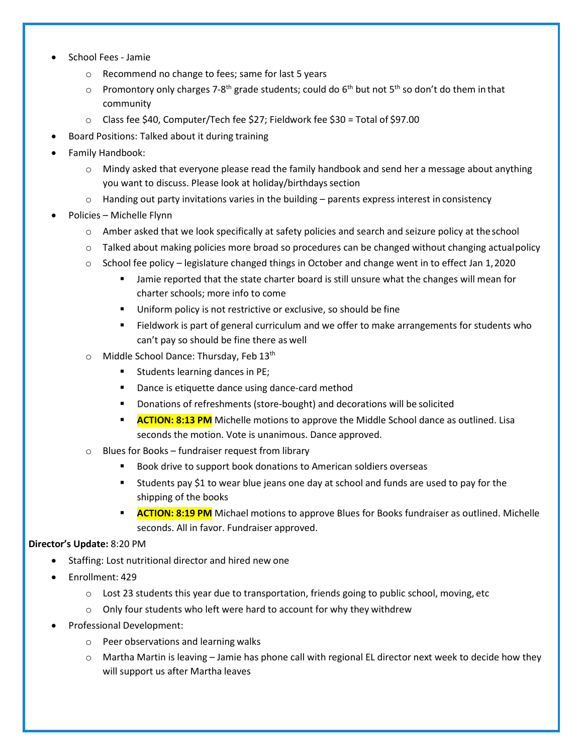- School Fees - Jamie
    - Recommend no change to fees; same for last 5 years
    - Promontory only charges 7-8th grade students; could do 6th but not 5th so don't do them in that community
    - Class fee $40, Computer/Tech fee $27; Fieldwork fee $30 = Total of $97.00
- Board Positions: Talked about it during training
- Family Handbook:
    - Mindy asked that everyone please read the family handbook and send her a message about anything you want to discuss. Please look at holiday/birthdays section
    - Handing out party invitations varies in the building – parents express interest in consistency
- Policies – Michelle Flynn
    - Amber asked that we look specifically at safety policies and search and seizure policy at the school
    - Talked about making policies more broad so procedures can be changed without changing actual policy
    - School fee policy – legislature changed things in October and change went in to effect Jan 1, 2020
        - Jamie reported that the state charter board is still unsure what the changes will mean for charter schools; more info to come
        - Uniform policy is not restrictive or exclusive, so should be fine
        - Fieldwork is part of general curriculum and we offer to make arrangements for students who can't pay so should be fine there as well
    - Middle School Dance: Thursday, Feb 13th
        - Students learning dances in PE;
        - Dance is etiquette dance using dance-card method
        - Donations of refreshments (store-bought) and decorations will be solicited
        - **ACTION: 8:13 PM** Michelle motions to approve the Middle School dance as outlined. Lisa seconds the motion. Vote is unanimous. Dance approved.
    - Blues for Books – fundraiser request from library
        - Book drive to support book donations to American soldiers overseas
        - Students pay $1 to wear blue jeans one day at school and funds are used to pay for the shipping of the books
        - **ACTION: 8:19 PM** Michael motions to approve Blues for Books fundraiser as outlined. Michelle seconds. All in favor. Fundraiser approved.

**Director's Update:** 8:20 PM

- Staffing: Lost nutritional director and hired new one
- Enrollment: 429
    - Lost 23 students this year due to transportation, friends going to public school, moving, etc
    - Only four students who left were hard to account for why they withdrew
- Professional Development:
    - Peer observations and learning walks
    - Martha Martin is leaving – Jamie has phone call with regional EL director next week to decide how they will support us after Martha leaves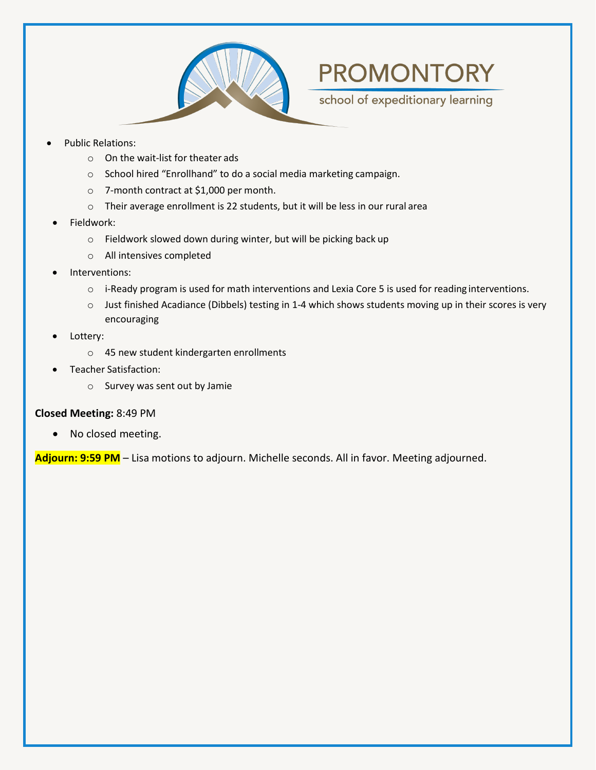- Public Relations:
  - On the wait-list for theater ads
  - School hired "Enrollhand" to do a social media marketing campaign.
  - 7-month contract at $1,000 per month.
  - Their average enrollment is 22 students, but it will be less in our rural area
- Fieldwork:
  - Fieldwork slowed down during winter, but will be picking back up
  - All intensives completed
- Interventions:
  - i-Ready program is used for math interventions and Lexia Core 5 is used for reading interventions.
  - Just finished Acadiance (Dibbels) testing in 1-4 which shows students moving up in their scores is very encouraging
- Lottery:
  - 45 new student kindergarten enrollments
- Teacher Satisfaction:
  - Survey was sent out by Jamie

**Closed Meeting:** 8:49 PM

- No closed meeting.

**Adjourn: 9:59 PM** – Lisa motions to adjourn. Michelle seconds. All in favor. Meeting adjourned.